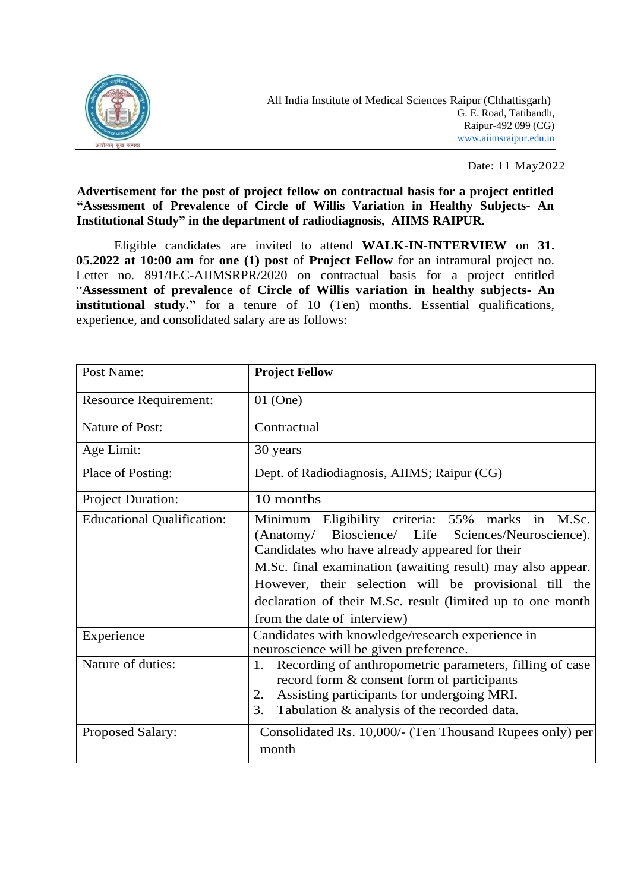All India Institute of Medical Sciences Raipur (Chhattisgarh)
G. E. Road, Tatibandh,
Raipur-492 099 (CG)
www.aiimsraipur.edu.in

Date: 11 May2022

**Advertisement for the post of project fellow on contractual basis for a project entitled "Assessment of Prevalence of Circle of Willis Variation in Healthy Subjects- An Institutional Study" in the department of radiodiagnosis, AIIMS RAIPUR.**

Eligible candidates are invited to attend **WALK-IN-INTERVIEW** on **31. 05.2022 at 10:00 am** for **one (1) post** of **Project Fellow** for an intramural project no. Letter no. 891/IEC-AIIMSRPR/2020 on contractual basis for a project entitled "**Assessment of prevalence o**f **Circle of Willis variation in healthy subjects- An institutional study."** for a tenure of 10 (Ten) months. Essential qualifications, experience, and consolidated salary are as follows:

| | |
|---|---|
| Post Name: | **Project Fellow** |
| Resource Requirement: | 01 (One) |
| Nature of Post: | Contractual |
| Age Limit: | 30 years |
| Place of Posting: | Dept. of Radiodiagnosis, AIIMS; Raipur (CG) |
| Project Duration: | 10 months |
| Educational Qualification: | Minimum Eligibility criteria: 55% marks in M.Sc. (Anatomy/ Bioscience/ Life Sciences/Neuroscience). Candidates who have already appeared for their M.Sc. final examination (awaiting result) may also appear. However, their selection will be provisional till the declaration of their M.Sc. result (limited up to one month from the date of interview) |
| Experience | Candidates with knowledge/research experience in neuroscience will be given preference. |
| Nature of duties: | 1. Recording of anthropometric parameters, filling of case record form & consent form of participants<br>2. Assisting participants for undergoing MRI.<br>3. Tabulation & analysis of the recorded data. |
| Proposed Salary: | Consolidated Rs. 10,000/- (Ten Thousand Rupees only) per month |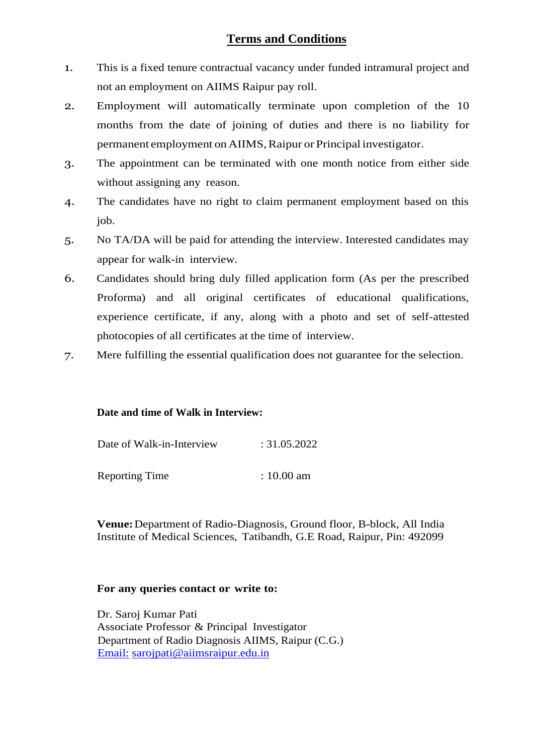# Terms and Conditions

1. This is a fixed tenure contractual vacancy under funded intramural project and not an employment on AIIMS Raipur pay roll.
2. Employment will automatically terminate upon completion of the 10 months from the date of joining of duties and there is no liability for permanent employment on AIIMS, Raipur or Principal investigator.
3. The appointment can be terminated with one month notice from either side without assigning any reason.
4. The candidates have no right to claim permanent employment based on this job.
5. No TA/DA will be paid for attending the interview. Interested candidates may appear for walk-in interview.
6. Candidates should bring duly filled application form (As per the prescribed Proforma) and all original certificates of educational qualifications, experience certificate, if any, along with a photo and set of self-attested photocopies of all certificates at the time of interview.
7. Mere fulfilling the essential qualification does not guarantee for the selection.

**Date and time of Walk in Interview:**

Date of Walk-in-Interview : 31.05.2022

Reporting Time : 10.00 am

**Venue:** Department of Radio-Diagnosis, Ground floor, B-block, All India Institute of Medical Sciences, Tatibandh, G.E Road, Raipur, Pin: 492099

**For any queries contact or write to:**

Dr. Saroj Kumar Pati
Associate Professor & Principal Investigator
Department of Radio Diagnosis AIIMS, Raipur (C.G.)
Email: sarojpati@aiimsraipur.edu.in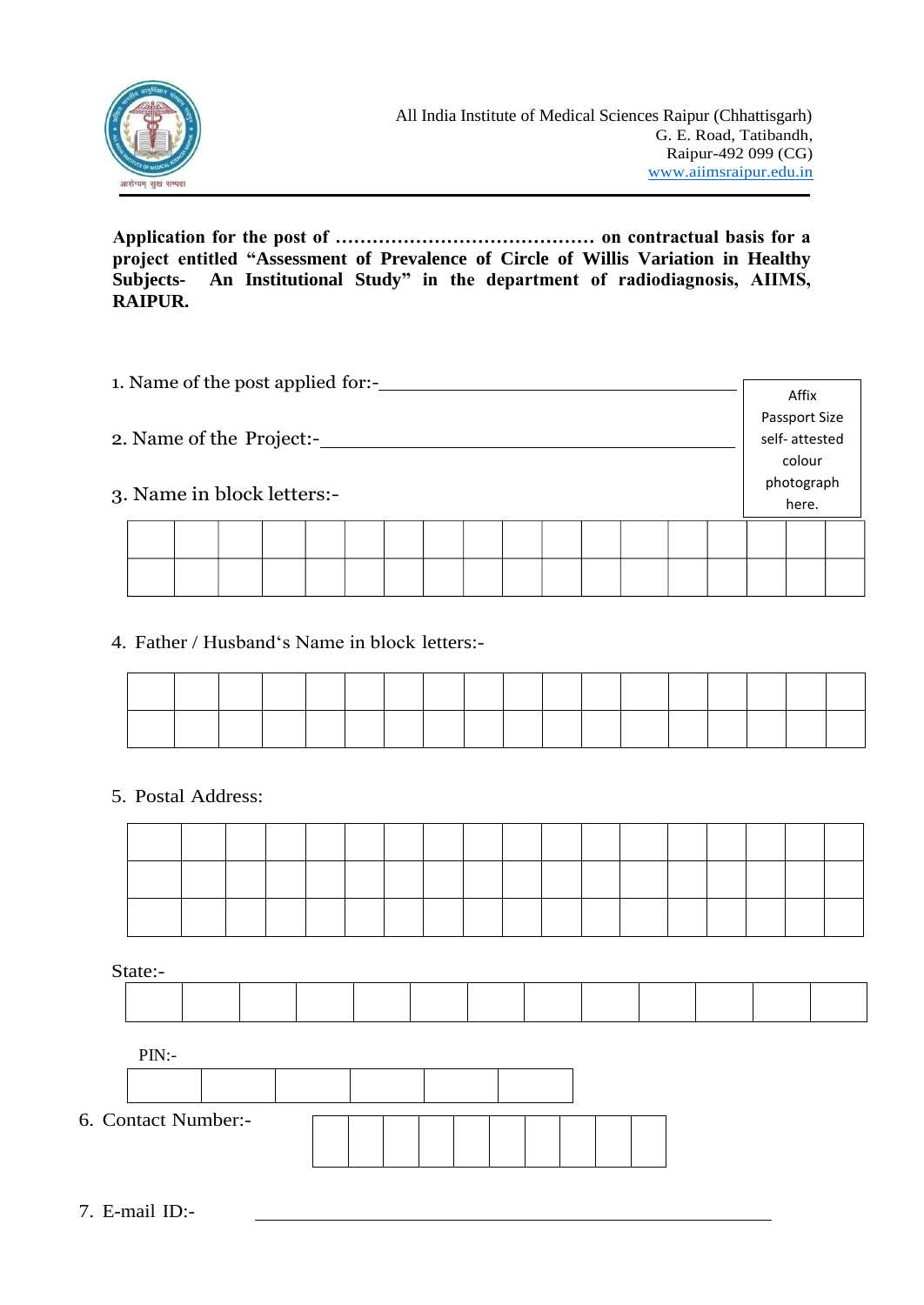All India Institute of Medical Sciences Raipur (Chhattisgarh)
G. E. Road, Tatibandh,
Raipur-492 099 (CG)
www.aiimsraipur.edu.in

**Application for the post of …………………………………… on contractual basis for a project entitled "Assessment of Prevalence of Circle of Willis Variation in Healthy Subjects- An Institutional Study" in the department of radiodiagnosis, AIIMS, RAIPUR.**

1. Name of the post applied for:-\_\_\_\_\_\_\_\_\_\_\_\_\_\_\_\_\_\_\_\_\_\_\_\_\_\_\_\_\_\_\_\_\_\_\_\_\_\_\_\_

2. Name of the Project:-\_\_\_\_\_\_\_\_\_\_\_\_\_\_\_\_\_\_\_\_\_\_\_\_\_\_\_\_\_\_\_\_\_\_\_\_\_\_\_\_\_\_\_\_\_

3. Name in block letters:-

Affix Passport Size self- attested colour photograph here.

| | | | | | | | | | | | | | | | | |
|---|---|---|---|---|---|---|---|---|---|---|---|---|---|---|---|---|
| | | | | | | | | | | | | | | | | |
| | | | | | | | | | | | | | | | | |

4. Father / Husband's Name in block letters:-

| | | | | | | | | | | | | | | | | |
|---|---|---|---|---|---|---|---|---|---|---|---|---|---|---|---|---|
| | | | | | | | | | | | | | | | | |
| | | | | | | | | | | | | | | | | |

5. Postal Address:

| | | | | | | | | | | | | | | | | |
|---|---|---|---|---|---|---|---|---|---|---|---|---|---|---|---|---|
| | | | | | | | | | | | | | | | | |
| | | | | | | | | | | | | | | | | |
| | | | | | | | | | | | | | | | | |

State:-

| | | | | | | | | | | | | |
|---|---|---|---|---|---|---|---|---|---|---|---|---|
| | | | | | | | | | | | | |

PIN:-

| | | | | | |
|---|---|---|---|---|---|
| | | | | | |

6. Contact Number:-

| | | | | | | | | | |
|---|---|---|---|---|---|---|---|---|---|
| | | | | | | | | | |

7. E-mail ID:- \_\_\_\_\_\_\_\_\_\_\_\_\_\_\_\_\_\_\_\_\_\_\_\_\_\_\_\_\_\_\_\_\_\_\_\_\_\_\_\_\_\_\_\_\_\_\_\_\_\_\_\_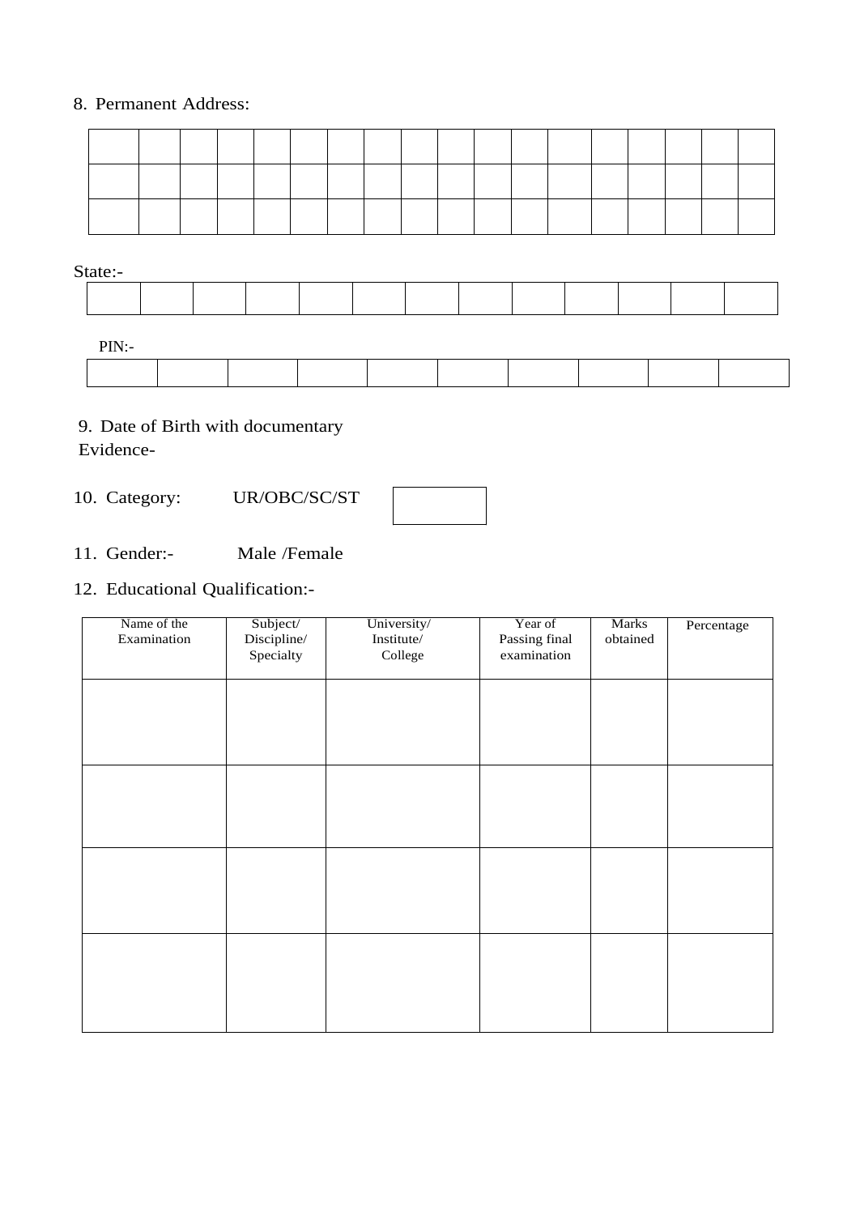8. Permanent Address:

| | | | | | | | | | | | | | | | | | |
|---|---|---|---|---|---|---|---|---|---|---|---|---|---|---|---|---|---|
| | | | | | | | | | | | | | | | | | |
| | | | | | | | | | | | | | | | | | |
| | | | | | | | | | | | | | | | | | |

State:-

| | | | | | | | | | | | | |
|---|---|---|---|---|---|---|---|---|---|---|---|---|
| | | | | | | | | | | | | |

PIN:-

| | | | | | | | | | |
|---|---|---|---|---|---|---|---|---|---|
| | | | | | | | | | |

9. Date of Birth with documentary Evidence-

10. Category: UR/OBC/SC/ST

11. Gender:- Male /Female

12. Educational Qualification:-

| Name of the Examination | Subject/ Discipline/ Specialty | University/ Institute/ College | Year of Passing final examination | Marks obtained | Percentage |
|---|---|---|---|---|---|
| | | | | | |
| | | | | | |
| | | | | | |
| | | | | | |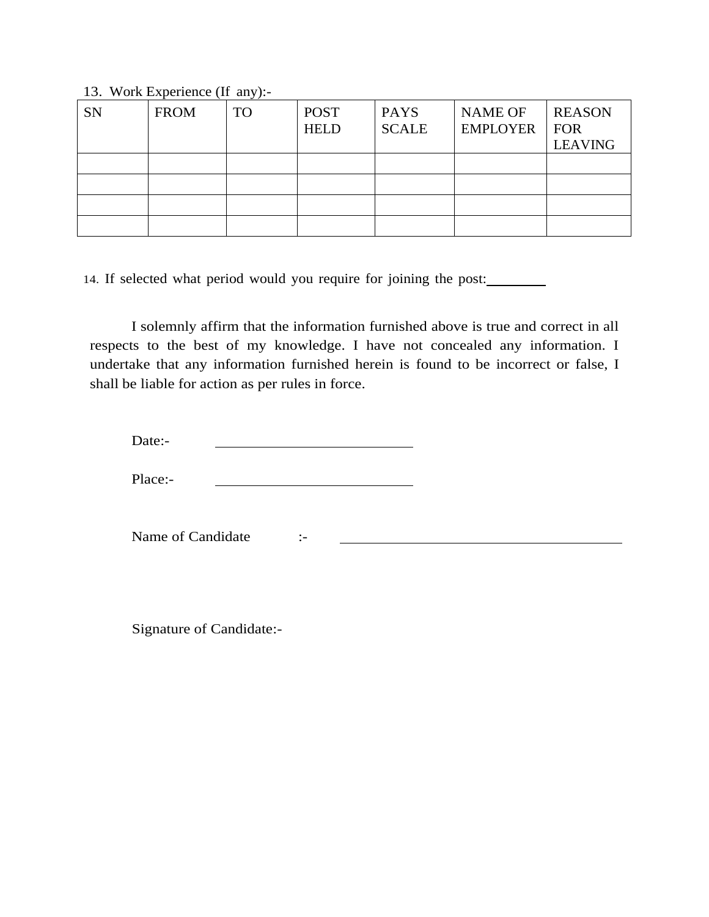13. Work Experience (If any):-

| SN | FROM | TO | POST HELD | PAYS SCALE | NAME OF EMPLOYER | REASON FOR LEAVING |
|---|---|---|---|---|---|---|
| | | | | | | |
| | | | | | | |
| | | | | | | |
| | | | | | | |

14. If selected what period would you require for joining the post:________

I solemnly affirm that the information furnished above is true and correct in all respects to the best of my knowledge. I have not concealed any information. I undertake that any information furnished herein is found to be incorrect or false, I shall be liable for action as per rules in force.

Date:- ____________________________

Place:- ____________________________

Name of Candidate :- ________________________________________

Signature of Candidate:-